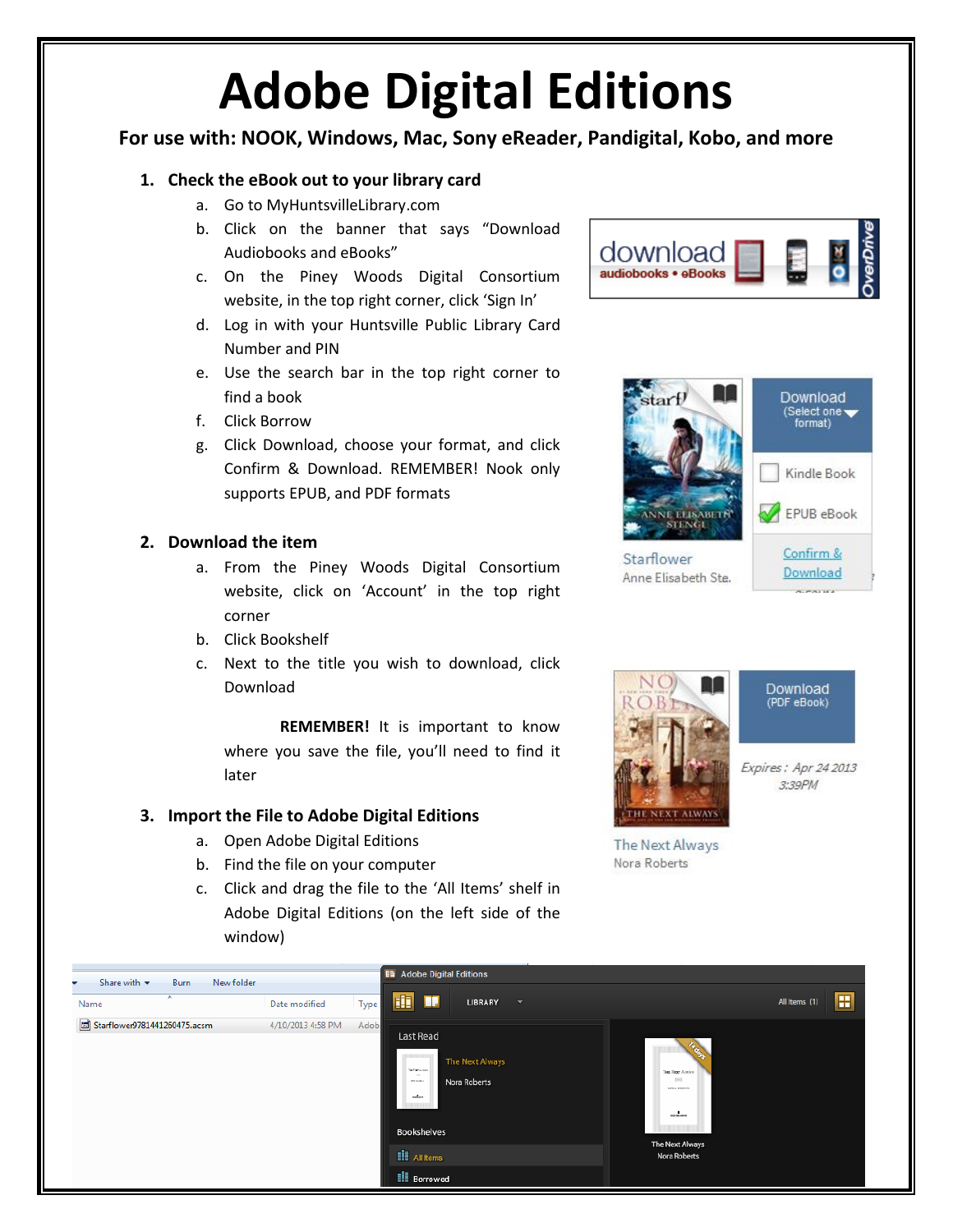# Adobe Digital Editions

**For use with: NOOK, Windows, Mac, Sony eReader, Pandigital, Kobo, and more**

## 1. Check the eBook out to your library card

a. Go to MyHuntsvilleLibrary.com
b. Click on the banner that says "Download Audiobooks and eBooks"
c. On the Piney Woods Digital Consortium website, in the top right corner, click 'Sign In'
d. Log in with your Huntsville Public Library Card Number and PIN
e. Use the search bar in the top right corner to find a book
f. Click Borrow
g. Click Download, choose your format, and click Confirm & Download. REMEMBER! Nook only supports EPUB, and PDF formats

## 2. Download the item

a. From the Piney Woods Digital Consortium website, click on 'Account' in the top right corner
b. Click Bookshelf
c. Next to the title you wish to download, click Download

**REMEMBER!** It is important to know where you save the file, you'll need to find it later

## 3. Import the File to Adobe Digital Editions

a. Open Adobe Digital Editions
b. Find the file on your computer
c. Click and drag the file to the 'All Items' shelf in Adobe Digital Editions (on the left side of the window)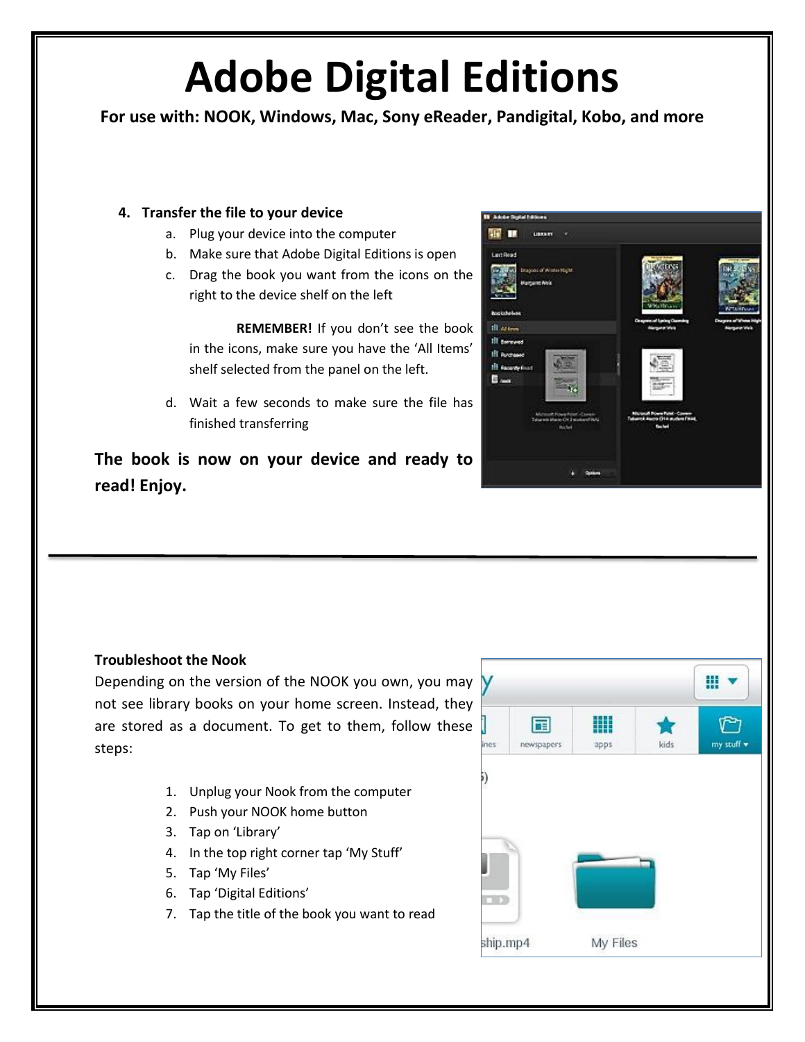# Adobe Digital Editions

**For use with: NOOK, Windows, Mac, Sony eReader, Pandigital, Kobo, and more**

4. **Transfer the file to your device**
   a. Plug your device into the computer
   b. Make sure that Adobe Digital Editions is open
   c. Drag the book you want from the icons on the right to the device shelf on the left

      **REMEMBER!** If you don't see the book in the icons, make sure you have the 'All Items' shelf selected from the panel on the left.

   d. Wait a few seconds to make sure the file has finished transferring

**The book is now on your device and ready to read! Enjoy.**

---

**Troubleshoot the Nook**

Depending on the version of the NOOK you own, you may not see library books on your home screen. Instead, they are stored as a document. To get to them, follow these steps:

1. Unplug your Nook from the computer
2. Push your NOOK home button
3. Tap on 'Library'
4. In the top right corner tap 'My Stuff'
5. Tap 'My Files'
6. Tap 'Digital Editions'
7. Tap the title of the book you want to read